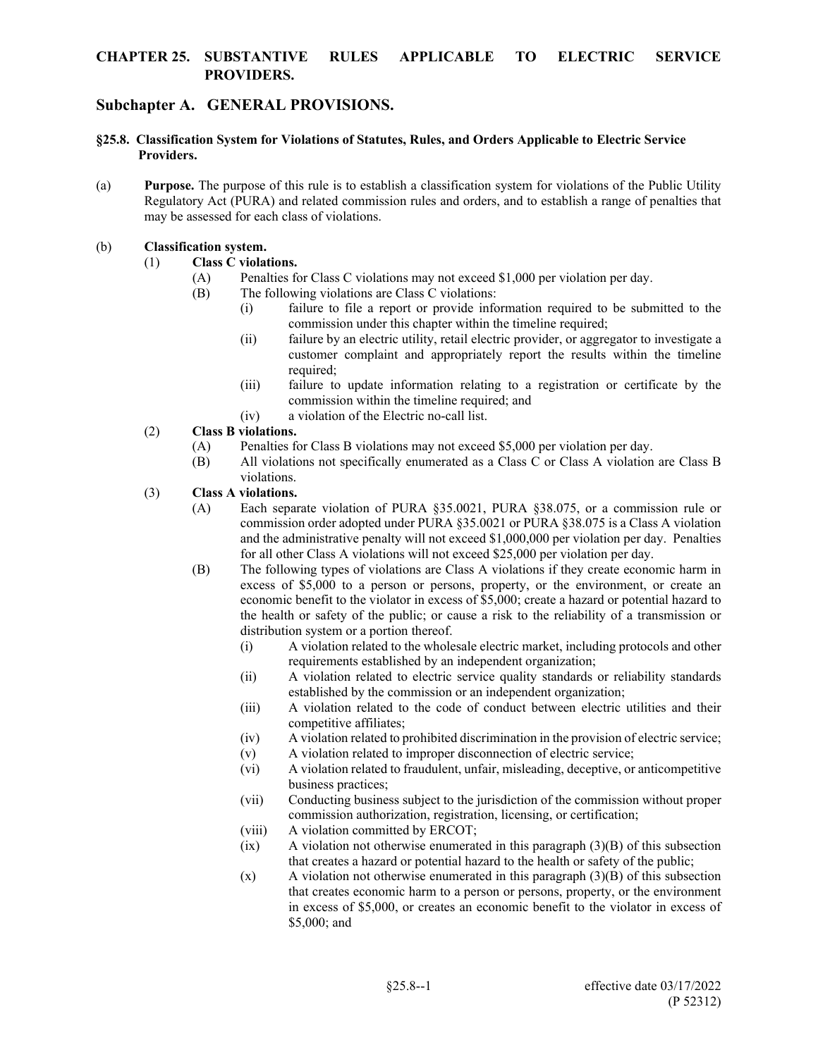# CHAPTER 25. SUBSTANTIVE RULES APPLICABLE TO ELECTRIC SERVICE PROVIDERS.

## Subchapter A. GENERAL PROVISIONS.

### §25.8. Classification System for Violations of Statutes, Rules, and Orders Applicable to Electric Service Providers.

(a) **Purpose.** The purpose of this rule is to establish a classification system for violations of the Public Utility Regulatory Act (PURA) and related commission rules and orders, and to establish a range of penalties that may be assessed for each class of violations.

(b) **Classification system.**

- (1) **Class C violations.**
  - (A) Penalties for Class C violations may not exceed $1,000 per violation per day.
  - (B) The following violations are Class C violations:
    - (i) failure to file a report or provide information required to be submitted to the commission under this chapter within the timeline required;
    - (ii) failure by an electric utility, retail electric provider, or aggregator to investigate a customer complaint and appropriately report the results within the timeline required;
    - (iii) failure to update information relating to a registration or certificate by the commission within the timeline required; and
    - (iv) a violation of the Electric no-call list.
- (2) **Class B violations.**
  - (A) Penalties for Class B violations may not exceed $5,000 per violation per day.
  - (B) All violations not specifically enumerated as a Class C or Class A violation are Class B violations.
- (3) **Class A violations.**
  - (A) Each separate violation of PURA §35.0021, PURA §38.075, or a commission rule or commission order adopted under PURA §35.0021 or PURA §38.075 is a Class A violation and the administrative penalty will not exceed $1,000,000 per violation per day. Penalties for all other Class A violations will not exceed $25,000 per violation per day.
  - (B) The following types of violations are Class A violations if they create economic harm in excess of $5,000 to a person or persons, property, or the environment, or create an economic benefit to the violator in excess of $5,000; create a hazard or potential hazard to the health or safety of the public; or cause a risk to the reliability of a transmission or distribution system or a portion thereof.
    - (i) A violation related to the wholesale electric market, including protocols and other requirements established by an independent organization;
    - (ii) A violation related to electric service quality standards or reliability standards established by the commission or an independent organization;
    - (iii) A violation related to the code of conduct between electric utilities and their competitive affiliates;
    - (iv) A violation related to prohibited discrimination in the provision of electric service;
    - (v) A violation related to improper disconnection of electric service;
    - (vi) A violation related to fraudulent, unfair, misleading, deceptive, or anticompetitive business practices;
    - (vii) Conducting business subject to the jurisdiction of the commission without proper commission authorization, registration, licensing, or certification;
    - (viii) A violation committed by ERCOT;
    - (ix) A violation not otherwise enumerated in this paragraph (3)(B) of this subsection that creates a hazard or potential hazard to the health or safety of the public;
    - (x) A violation not otherwise enumerated in this paragraph (3)(B) of this subsection that creates economic harm to a person or persons, property, or the environment in excess of $5,000, or creates an economic benefit to the violator in excess of $5,000; and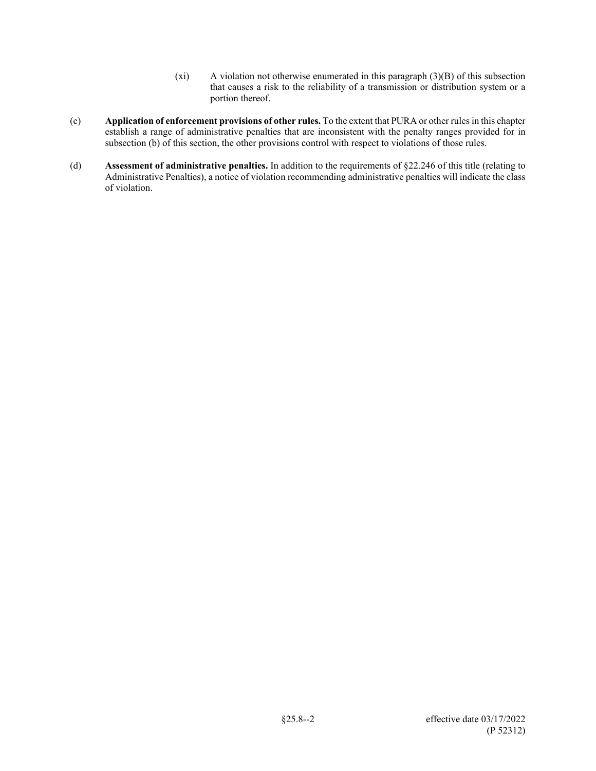(xi) A violation not otherwise enumerated in this paragraph (3)(B) of this subsection that causes a risk to the reliability of a transmission or distribution system or a portion thereof.

(c) **Application of enforcement provisions of other rules.** To the extent that PURA or other rules in this chapter establish a range of administrative penalties that are inconsistent with the penalty ranges provided for in subsection (b) of this section, the other provisions control with respect to violations of those rules.

(d) **Assessment of administrative penalties.** In addition to the requirements of §22.246 of this title (relating to Administrative Penalties), a notice of violation recommending administrative penalties will indicate the class of violation.